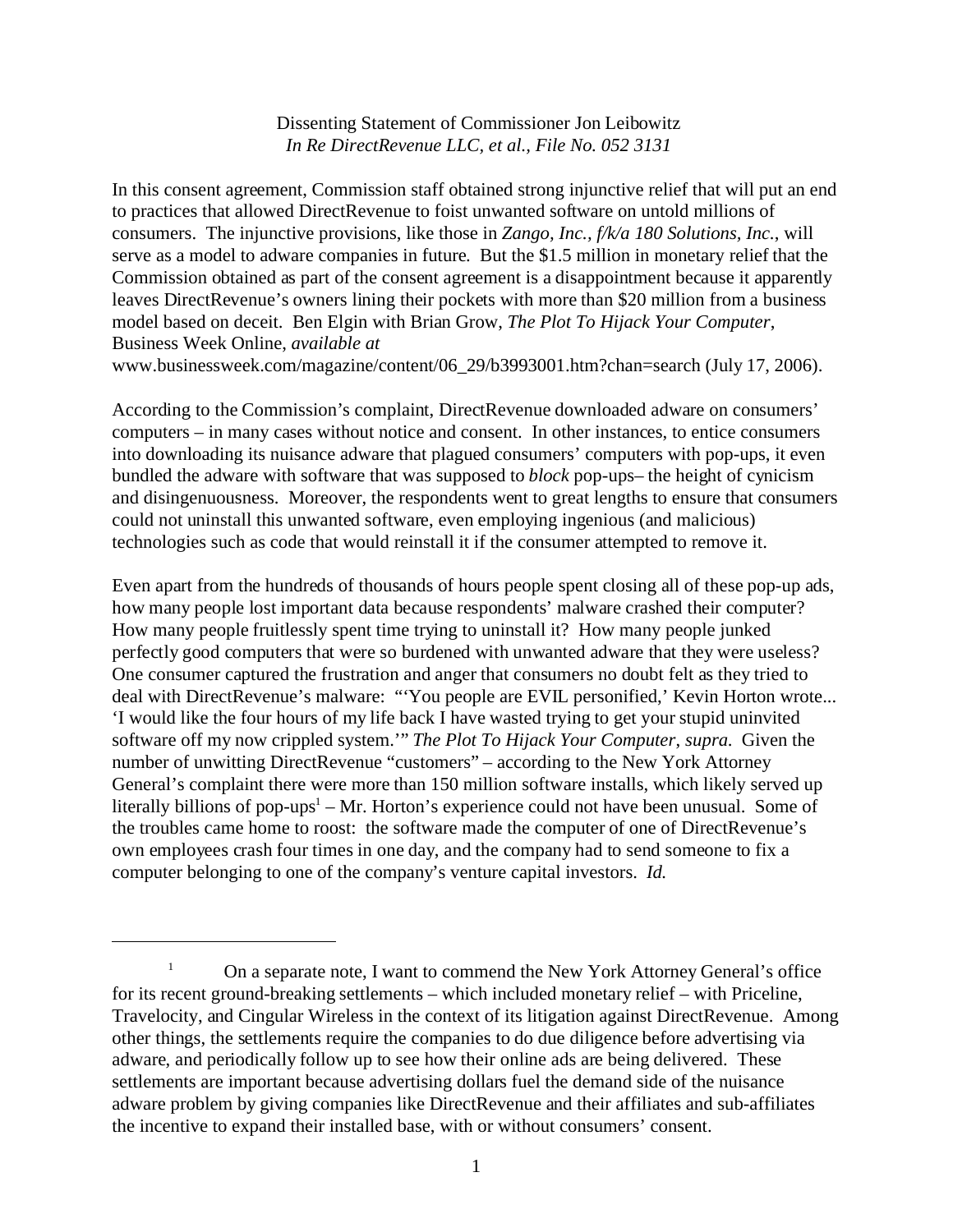Dissenting Statement of Commissioner Jon Leibowitz
*In Re DirectRevenue LLC, et al., File No. 052 3131*

In this consent agreement, Commission staff obtained strong injunctive relief that will put an end to practices that allowed DirectRevenue to foist unwanted software on untold millions of consumers. The injunctive provisions, like those in *Zango, Inc., f/k/a 180 Solutions, Inc.*, will serve as a model to adware companies in future. But the $1.5 million in monetary relief that the Commission obtained as part of the consent agreement is a disappointment because it apparently leaves DirectRevenue's owners lining their pockets with more than $20 million from a business model based on deceit. Ben Elgin with Brian Grow, *The Plot To Hijack Your Computer*, Business Week Online, *available at* www.businessweek.com/magazine/content/06_29/b3993001.htm?chan=search (July 17, 2006).

According to the Commission's complaint, DirectRevenue downloaded adware on consumers' computers – in many cases without notice and consent. In other instances, to entice consumers into downloading its nuisance adware that plagued consumers' computers with pop-ups, it even bundled the adware with software that was supposed to *block* pop-ups– the height of cynicism and disingenuousness. Moreover, the respondents went to great lengths to ensure that consumers could not uninstall this unwanted software, even employing ingenious (and malicious) technologies such as code that would reinstall it if the consumer attempted to remove it.

Even apart from the hundreds of thousands of hours people spent closing all of these pop-up ads, how many people lost important data because respondents' malware crashed their computer? How many people fruitlessly spent time trying to uninstall it? How many people junked perfectly good computers that were so burdened with unwanted adware that they were useless? One consumer captured the frustration and anger that consumers no doubt felt as they tried to deal with DirectRevenue's malware: "'You people are EVIL personified,' Kevin Horton wrote... 'I would like the four hours of my life back I have wasted trying to get your stupid uninvited software off my now crippled system.'" *The Plot To Hijack Your Computer*, *supra*. Given the number of unwitting DirectRevenue "customers" – according to the New York Attorney General's complaint there were more than 150 million software installs, which likely served up literally billions of pop-ups[1] – Mr. Horton's experience could not have been unusual. Some of the troubles came home to roost: the software made the computer of one of DirectRevenue's own employees crash four times in one day, and the company had to send someone to fix a computer belonging to one of the company's venture capital investors. *Id.*

---

[1] On a separate note, I want to commend the New York Attorney General's office for its recent ground-breaking settlements – which included monetary relief – with Priceline, Travelocity, and Cingular Wireless in the context of its litigation against DirectRevenue. Among other things, the settlements require the companies to do due diligence before advertising via adware, and periodically follow up to see how their online ads are being delivered. These settlements are important because advertising dollars fuel the demand side of the nuisance adware problem by giving companies like DirectRevenue and their affiliates and sub-affiliates the incentive to expand their installed base, with or without consumers' consent.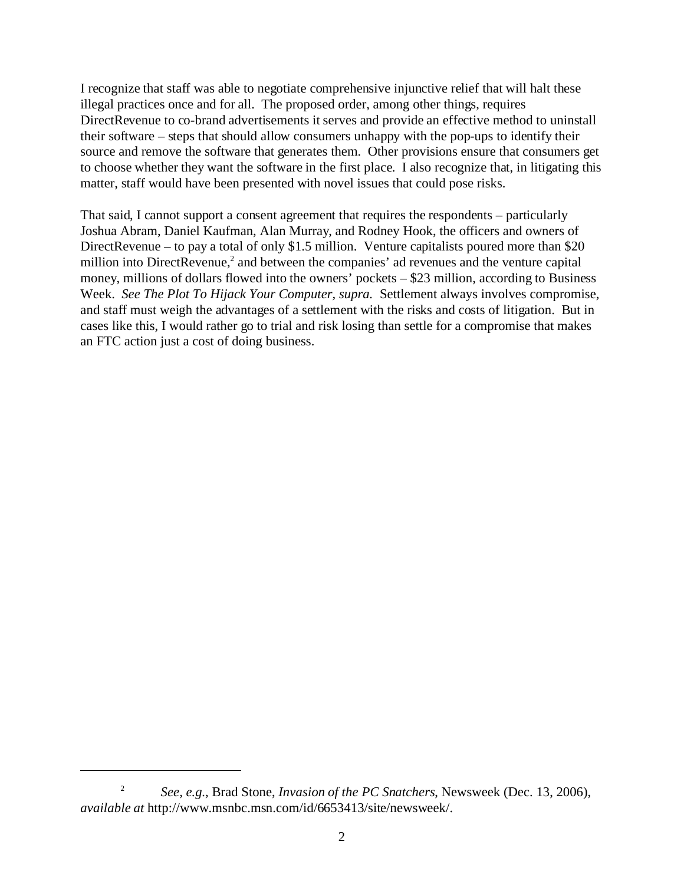I recognize that staff was able to negotiate comprehensive injunctive relief that will halt these illegal practices once and for all. The proposed order, among other things, requires DirectRevenue to co-brand advertisements it serves and provide an effective method to uninstall their software – steps that should allow consumers unhappy with the pop-ups to identify their source and remove the software that generates them. Other provisions ensure that consumers get to choose whether they want the software in the first place. I also recognize that, in litigating this matter, staff would have been presented with novel issues that could pose risks.

That said, I cannot support a consent agreement that requires the respondents – particularly Joshua Abram, Daniel Kaufman, Alan Murray, and Rodney Hook, the officers and owners of DirectRevenue – to pay a total of only $1.5 million. Venture capitalists poured more than $20 million into DirectRevenue,[2] and between the companies' ad revenues and the venture capital money, millions of dollars flowed into the owners' pockets – $23 million, according to Business Week. *See The Plot To Hijack Your Computer, supra.* Settlement always involves compromise, and staff must weigh the advantages of a settlement with the risks and costs of litigation. But in cases like this, I would rather go to trial and risk losing than settle for a compromise that makes an FTC action just a cost of doing business.

---

[2] *See, e.g.*, Brad Stone, *Invasion of the PC Snatchers*, Newsweek (Dec. 13, 2006), *available at* http://www.msnbc.msn.com/id/6653413/site/newsweek/.